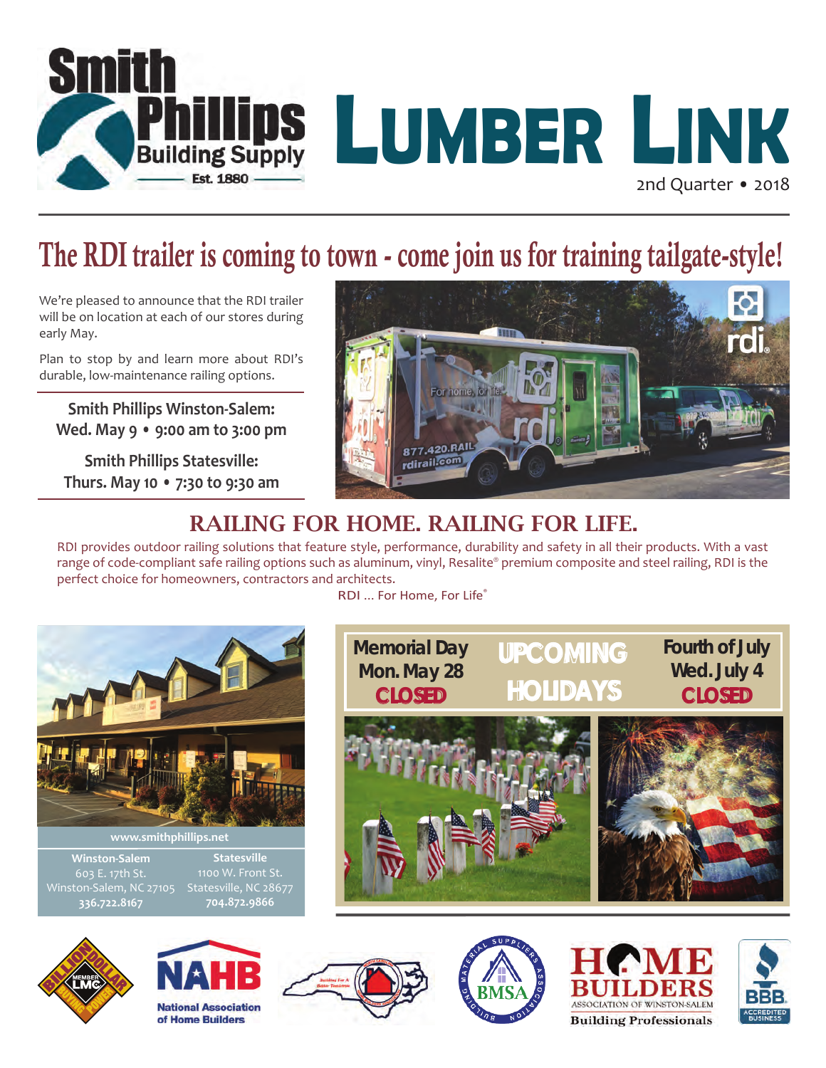# Smith Phillips Building Supply — Est. 1880

# Lumber Link

2nd Quarter • 2018

## The RDI trailer is coming to town - come join us for training tailgate-style!

We're pleased to announce that the RDI trailer will be on location at each of our stores during early May.

Plan to stop by and learn more about RDI's durable, low-maintenance railing options.

**Smith Phillips Winston-Salem:**
**Wed. May 9 • 9:00 am to 3:00 pm**

**Smith Phillips Statesville:**
**Thurs. May 10 • 7:30 to 9:30 am**

## RAILING FOR HOME. RAILING FOR LIFE.

RDI provides outdoor railing solutions that feature style, performance, durability and safety in all their products. With a vast range of code-compliant safe railing options such as aluminum, vinyl, Resalite® premium composite and steel railing, RDI is the perfect choice for homeowners, contractors and architects.

RDI ... For Home, For Life®

www.smithphillips.net

| Winston-Salem | Statesville |
|---|---|
| 603 E. 17th St. | 1100 W. Front St. |
| Winston-Salem, NC 27105 | Statesville, NC 28677 |
| 336.722.8167 | 704.872.9866 |

## UPCOMING HOLIDAYS

**Memorial Day**
**Mon. May 28**
**CLOSED**

**Fourth of July**
**Wed. July 4**
**CLOSED**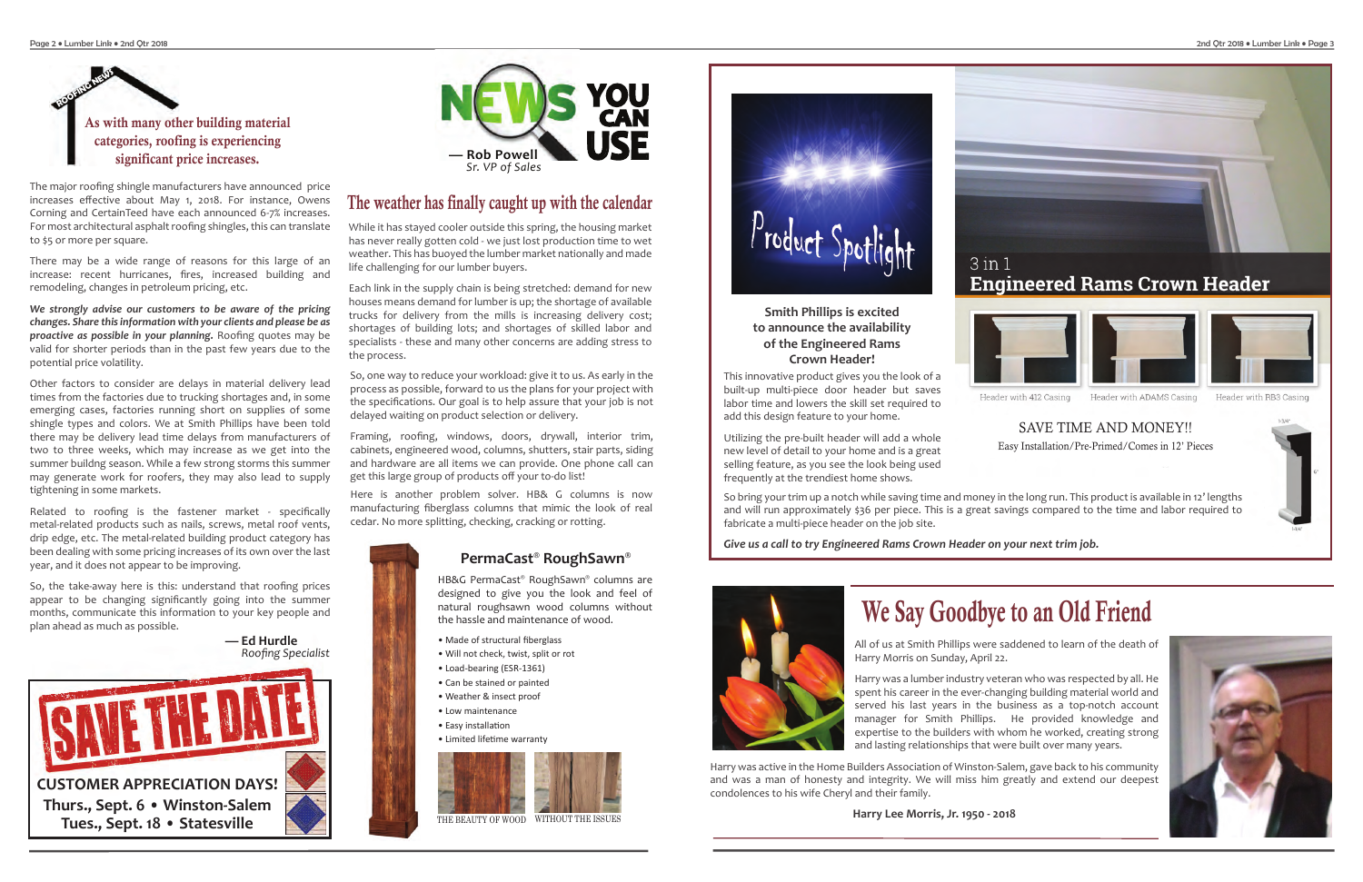ROOFING NEWS

## As with many other building material categories, roofing is experiencing significant price increases.

The major roofing shingle manufacturers have announced price increases effective about May 1, 2018. For instance, Owens Corning and CertainTeed have each announced 6-7% increases. For most architectural asphalt roofing shingles, this can translate to $5 or more per square.

There may be a wide range of reasons for this large of an increase: recent hurricanes, fires, increased building and remodeling, changes in petroleum pricing, etc.

***We strongly advise our customers to be aware of the pricing changes. Share this information with your clients and please be as proactive as possible in your planning.*** Roofing quotes may be valid for shorter periods than in the past few years due to the potential price volatility.

Other factors to consider are delays in material delivery lead times from the factories due to trucking shortages and, in some emerging cases, factories running short on supplies of some shingle types and colors. We at Smith Phillips have been told there may be delivery lead time delays from manufacturers of two to three weeks, which may increase as we get into the summer buildng season. While a few strong storms this summer may generate work for roofers, they may also lead to supply tightening in some markets.

Related to roofing is the fastener market - specifically metal-related products such as nails, screws, metal roof vents, drip edge, etc. The metal-related building product category has been dealing with some pricing increases of its own over the last year, and it does not appear to be improving.

So, the take-away here is this: understand that roofing prices appear to be changing significantly going into the summer months, communicate this information to your key people and plan ahead as much as possible.

**— Ed Hurdle**
*Roofing Specialist*

# SAVE THE DATE

**CUSTOMER APPRECIATION DAYS!**
**Thurs., Sept. 6 • Winston-Salem**
**Tues., Sept. 18 • Statesville**

# NEWS YOU CAN USE

**— Rob Powell**
*Sr. VP of Sales*

## The weather has finally caught up with the calendar

While it has stayed cooler outside this spring, the housing market has never really gotten cold - we just lost production time to wet weather. This has buoyed the lumber market nationally and made life challenging for our lumber buyers.

Each link in the supply chain is being stretched: demand for new houses means demand for lumber is up; the shortage of available trucks for delivery from the mills is increasing delivery cost; shortages of building lots; and shortages of skilled labor and specialists - these and many other concerns are adding stress to the process.

So, one way to reduce your workload: give it to us. As early in the process as possible, forward to us the plans for your project with the specifications. Our goal is to help assure that your job is not delayed waiting on product selection or delivery.

Framing, roofing, windows, doors, drywall, interior trim, cabinets, engineered wood, columns, shutters, stair parts, siding and hardware are all items we can provide. One phone call can get this large group of products off your to-do list!

Here is another problem solver. HB& G columns is now manufacturing fiberglass columns that mimic the look of real cedar. No more splitting, checking, cracking or rotting.

### PermaCast® RoughSawn®

HB&G PermaCast® RoughSawn® columns are designed to give you the look and feel of natural roughsawn wood columns without the hassle and maintenance of wood.

- Made of structural fiberglass
- Will not check, twist, split or rot
- Load-bearing (ESR-1361)
- Can be stained or painted
- Weather & insect proof
- Low maintenance
- Easy installation
- Limited lifetime warranty

THE BEAUTY OF WOOD WITHOUT THE ISSUES

# Product Spotlight

## 3 in 1 Engineered Rams Crown Header

**Smith Phillips is excited to announce the availability of the Engineered Rams Crown Header!**

This innovative product gives you the look of a built-up multi-piece door header but saves labor time and lowers the skill set required to add this design feature to your home.

Utilizing the pre-built header will add a whole new level of detail to your home and is a great selling feature, as you see the look being used frequently at the trendiest home shows.

Header with 412 Casing | Header with ADAMS Casing | Header with RB3 Casing

SAVE TIME AND MONEY!!
Easy Installation/Pre-Primed/Comes in 12' Pieces

So bring your trim up a notch while saving time and money in the long run. This product is available in 12' lengths and will run approximately $36 per piece. This is a great savings compared to the time and labor required to fabricate a multi-piece header on the job site.

***Give us a call to try Engineered Rams Crown Header on your next trim job.***

# We Say Goodbye to an Old Friend

All of us at Smith Phillips were saddened to learn of the death of Harry Morris on Sunday, April 22.

Harry was a lumber industry veteran who was respected by all. He spent his career in the ever-changing building material world and served his last years in the business as a top-notch account manager for Smith Phillips. He provided knowledge and expertise to the builders with whom he worked, creating strong and lasting relationships that were built over many years.

Harry was active in the Home Builders Association of Winston-Salem, gave back to his community and was a man of honesty and integrity. We will miss him greatly and extend our deepest condolences to his wife Cheryl and their family.

**Harry Lee Morris, Jr. 1950 - 2018**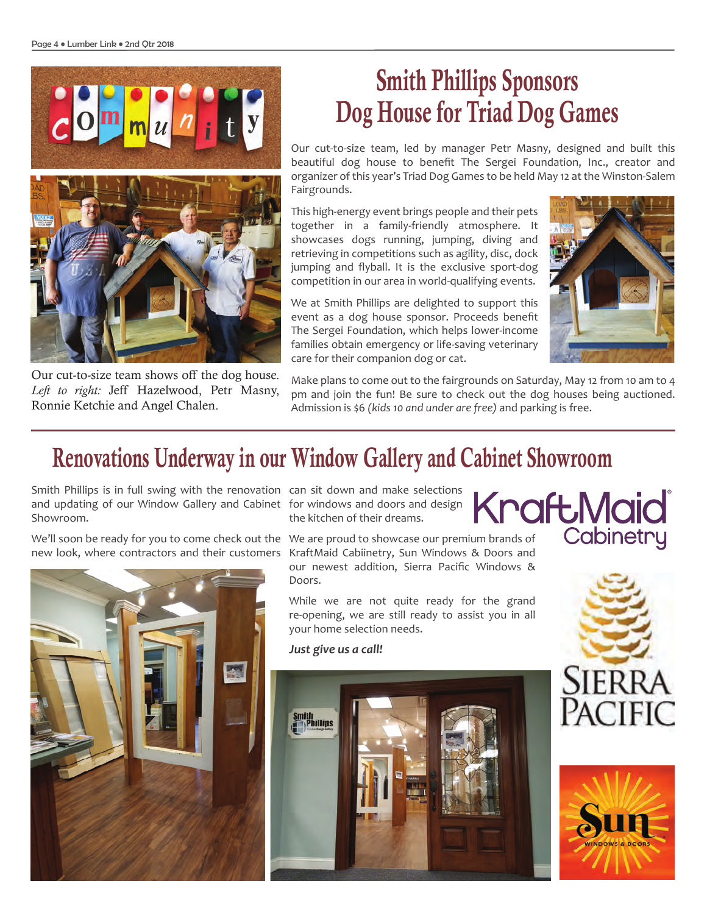# Smith Phillips Sponsors Dog House for Triad Dog Games

Our cut-to-size team, led by manager Petr Masny, designed and built this beautiful dog house to benefit The Sergei Foundation, Inc., creator and organizer of this year's Triad Dog Games to be held May 12 at the Winston-Salem Fairgrounds.

This high-energy event brings people and their pets together in a family-friendly atmosphere. It showcases dogs running, jumping, diving and retrieving in competitions such as agility, disc, dock jumping and flyball. It is the exclusive sport-dog competition in our area in world-qualifying events.

We at Smith Phillips are delighted to support this event as a dog house sponsor. Proceeds benefit The Sergei Foundation, which helps lower-income families obtain emergency or life-saving veterinary care for their companion dog or cat.

Make plans to come out to the fairgrounds on Saturday, May 12 from 10 am to 4 pm and join the fun! Be sure to check out the dog houses being auctioned. Admission is $6 *(kids 10 and under are free)* and parking is free.

Our cut-to-size team shows off the dog house. *Left to right:* Jeff Hazelwood, Petr Masny, Ronnie Ketchie and Angel Chalen.

# Renovations Underway in our Window Gallery and Cabinet Showroom

Smith Phillips is in full swing with the renovation and updating of our Window Gallery and Cabinet Showroom.

We'll soon be ready for you to come check out the new look, where contractors and their customers can sit down and make selections for windows and doors and design the kitchen of their dreams.

We are proud to showcase our premium brands of KraftMaid Cabiinetry, Sun Windows & Doors and our newest addition, Sierra Pacific Windows & Doors.

While we are not quite ready for the grand re-opening, we are still ready to assist you in all your home selection needs.

***Just give us a call!***